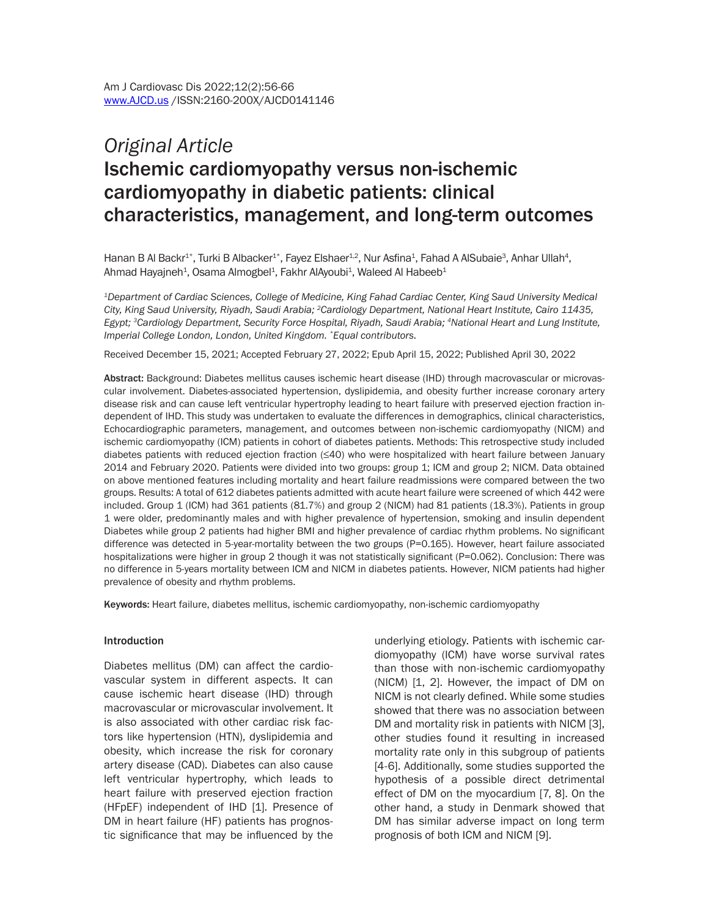*Original Article*

# Ischemic cardiomyopathy versus non-ischemic cardiomyopathy in diabetic patients: clinical characteristics, management, and long-term outcomes

Hanan B Al Backr[1*], Turki B Albacker[1*], Fayez Elshaer[1,2], Nur Asfina[1], Fahad A AlSubaie[3], Anhar Ullah[4], Ahmad Hayajneh[1], Osama Almogbel[1], Fakhr AlAyoubi[1], Waleed Al Habeeb[1]

*[1]Department of Cardiac Sciences, College of Medicine, King Fahad Cardiac Center, King Saud University Medical City, King Saud University, Riyadh, Saudi Arabia; [2]Cardiology Department, National Heart Institute, Cairo 11435, Egypt; [3]Cardiology Department, Security Force Hospital, Riyadh, Saudi Arabia; [4]National Heart and Lung Institute, Imperial College London, London, United Kingdom. *Equal contributors.*

Received December 15, 2021; Accepted February 27, 2022; Epub April 15, 2022; Published April 30, 2022

**Abstract:** Background: Diabetes mellitus causes ischemic heart disease (IHD) through macrovascular or microvascular involvement. Diabetes-associated hypertension, dyslipidemia, and obesity further increase coronary artery disease risk and can cause left ventricular hypertrophy leading to heart failure with preserved ejection fraction independent of IHD. This study was undertaken to evaluate the differences in demographics, clinical characteristics, Echocardiographic parameters, management, and outcomes between non-ischemic cardiomyopathy (NICM) and ischemic cardiomyopathy (ICM) patients in cohort of diabetes patients. Methods: This retrospective study included diabetes patients with reduced ejection fraction (≤40) who were hospitalized with heart failure between January 2014 and February 2020. Patients were divided into two groups: group 1; ICM and group 2; NICM. Data obtained on above mentioned features including mortality and heart failure readmissions were compared between the two groups. Results: A total of 612 diabetes patients admitted with acute heart failure were screened of which 442 were included. Group 1 (ICM) had 361 patients (81.7%) and group 2 (NICM) had 81 patients (18.3%). Patients in group 1 were older, predominantly males and with higher prevalence of hypertension, smoking and insulin dependent Diabetes while group 2 patients had higher BMI and higher prevalence of cardiac rhythm problems. No significant difference was detected in 5-year-mortality between the two groups (P=0.165). However, heart failure associated hospitalizations were higher in group 2 though it was not statistically significant (P=0.062). Conclusion: There was no difference in 5-years mortality between ICM and NICM in diabetes patients. However, NICM patients had higher prevalence of obesity and rhythm problems.

**Keywords:** Heart failure, diabetes mellitus, ischemic cardiomyopathy, non-ischemic cardiomyopathy

## Introduction

Diabetes mellitus (DM) can affect the cardiovascular system in different aspects. It can cause ischemic heart disease (IHD) through macrovascular or microvascular involvement. It is also associated with other cardiac risk factors like hypertension (HTN), dyslipidemia and obesity, which increase the risk for coronary artery disease (CAD). Diabetes can also cause left ventricular hypertrophy, which leads to heart failure with preserved ejection fraction (HFpEF) independent of IHD [1]. Presence of DM in heart failure (HF) patients has prognostic significance that may be influenced by the underlying etiology. Patients with ischemic cardiomyopathy (ICM) have worse survival rates than those with non-ischemic cardiomyopathy (NICM) [1, 2]. However, the impact of DM on NICM is not clearly defined. While some studies showed that there was no association between DM and mortality risk in patients with NICM [3], other studies found it resulting in increased mortality rate only in this subgroup of patients [4-6]. Additionally, some studies supported the hypothesis of a possible direct detrimental effect of DM on the myocardium [7, 8]. On the other hand, a study in Denmark showed that DM has similar adverse impact on long term prognosis of both ICM and NICM [9].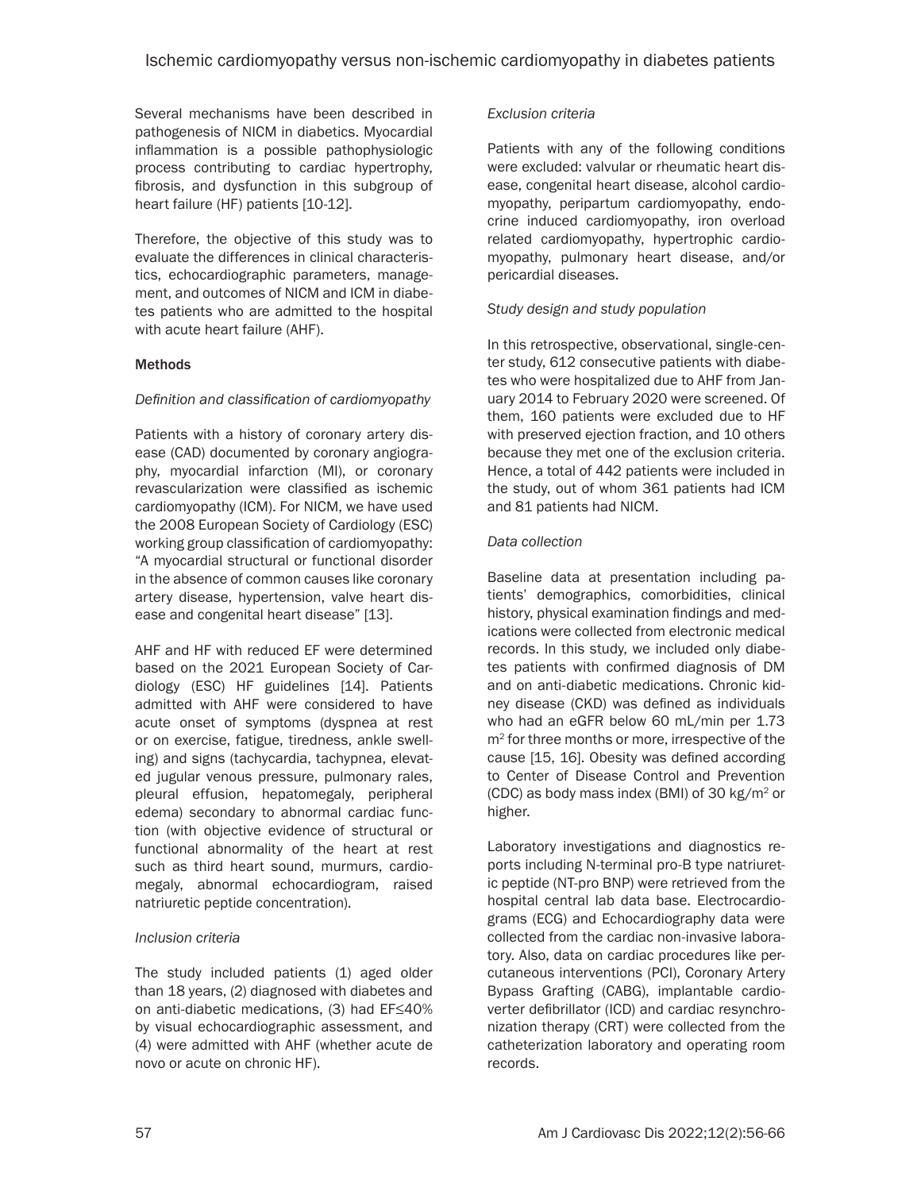Several mechanisms have been described in pathogenesis of NICM in diabetics. Myocardial inflammation is a possible pathophysiologic process contributing to cardiac hypertrophy, fibrosis, and dysfunction in this subgroup of heart failure (HF) patients [10-12].

Therefore, the objective of this study was to evaluate the differences in clinical characteristics, echocardiographic parameters, management, and outcomes of NICM and ICM in diabetes patients who are admitted to the hospital with acute heart failure (AHF).

## Methods

### *Definition and classification of cardiomyopathy*

Patients with a history of coronary artery disease (CAD) documented by coronary angiography, myocardial infarction (MI), or coronary revascularization were classified as ischemic cardiomyopathy (ICM). For NICM, we have used the 2008 European Society of Cardiology (ESC) working group classification of cardiomyopathy: "A myocardial structural or functional disorder in the absence of common causes like coronary artery disease, hypertension, valve heart disease and congenital heart disease" [13].

AHF and HF with reduced EF were determined based on the 2021 European Society of Cardiology (ESC) HF guidelines [14]. Patients admitted with AHF were considered to have acute onset of symptoms (dyspnea at rest or on exercise, fatigue, tiredness, ankle swelling) and signs (tachycardia, tachypnea, elevated jugular venous pressure, pulmonary rales, pleural effusion, hepatomegaly, peripheral edema) secondary to abnormal cardiac function (with objective evidence of structural or functional abnormality of the heart at rest such as third heart sound, murmurs, cardiomegaly, abnormal echocardiogram, raised natriuretic peptide concentration).

### *Inclusion criteria*

The study included patients (1) aged older than 18 years, (2) diagnosed with diabetes and on anti-diabetic medications, (3) had EF≤40% by visual echocardiographic assessment, and (4) were admitted with AHF (whether acute de novo or acute on chronic HF).

### *Exclusion criteria*

Patients with any of the following conditions were excluded: valvular or rheumatic heart disease, congenital heart disease, alcohol cardiomyopathy, peripartum cardiomyopathy, endocrine induced cardiomyopathy, iron overload related cardiomyopathy, hypertrophic cardiomyopathy, pulmonary heart disease, and/or pericardial diseases.

### *Study design and study population*

In this retrospective, observational, single-center study, 612 consecutive patients with diabetes who were hospitalized due to AHF from January 2014 to February 2020 were screened. Of them, 160 patients were excluded due to HF with preserved ejection fraction, and 10 others because they met one of the exclusion criteria. Hence, a total of 442 patients were included in the study, out of whom 361 patients had ICM and 81 patients had NICM.

### *Data collection*

Baseline data at presentation including patients' demographics, comorbidities, clinical history, physical examination findings and medications were collected from electronic medical records. In this study, we included only diabetes patients with confirmed diagnosis of DM and on anti-diabetic medications. Chronic kidney disease (CKD) was defined as individuals who had an eGFR below 60 mL/min per 1.73 $m^2$ for three months or more, irrespective of the cause [15, 16]. Obesity was defined according to Center of Disease Control and Prevention (CDC) as body mass index (BMI) of 30 $kg/m^2$ or higher.

Laboratory investigations and diagnostics reports including N-terminal pro-B type natriuretic peptide (NT-pro BNP) were retrieved from the hospital central lab data base. Electrocardiograms (ECG) and Echocardiography data were collected from the cardiac non-invasive laboratory. Also, data on cardiac procedures like percutaneous interventions (PCI), Coronary Artery Bypass Grafting (CABG), implantable cardioverter defibrillator (ICD) and cardiac resynchronization therapy (CRT) were collected from the catheterization laboratory and operating room records.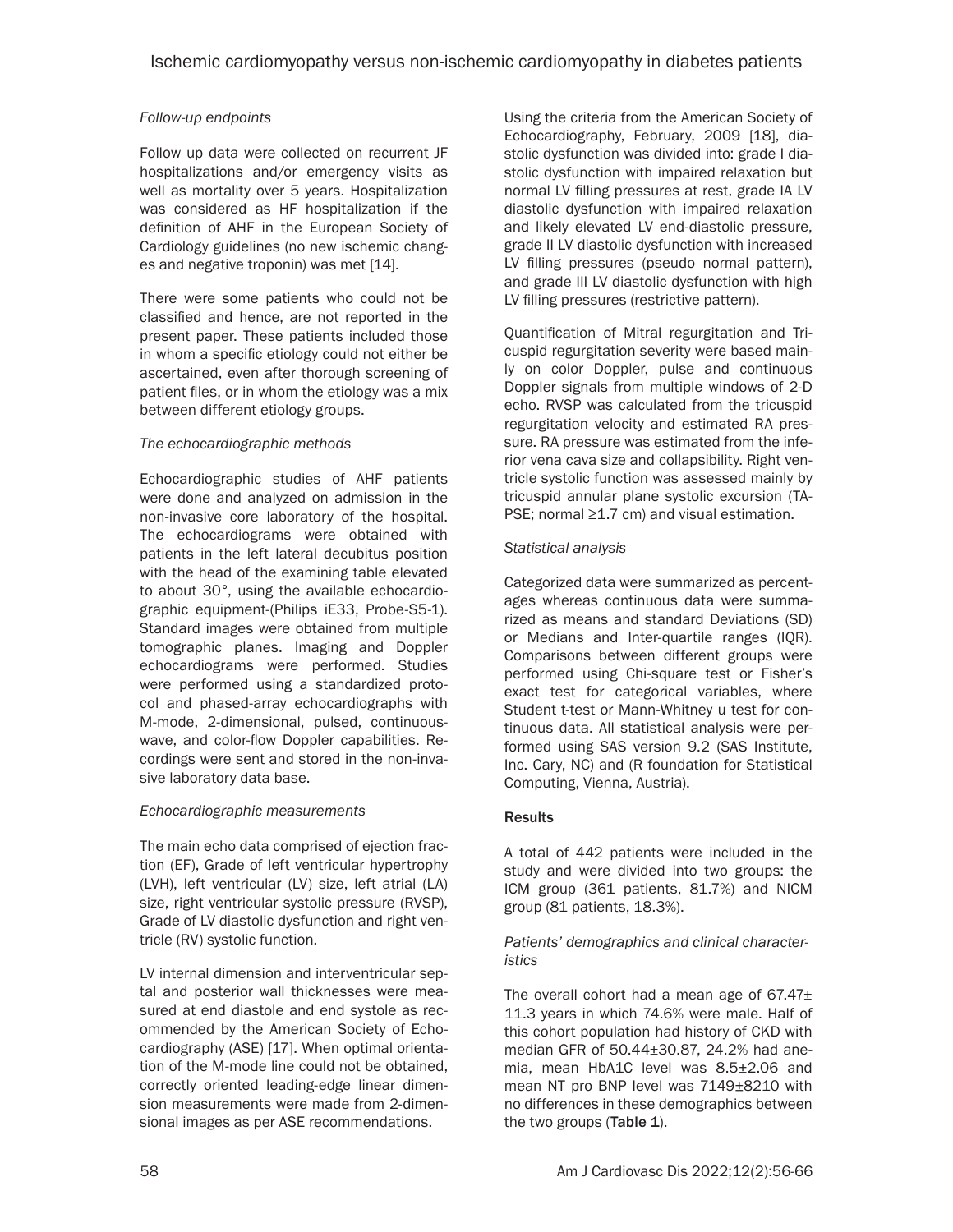### *Follow-up endpoints*

Follow up data were collected on recurrent JF hospitalizations and/or emergency visits as well as mortality over 5 years. Hospitalization was considered as HF hospitalization if the definition of AHF in the European Society of Cardiology guidelines (no new ischemic changes and negative troponin) was met [14].

There were some patients who could not be classified and hence, are not reported in the present paper. These patients included those in whom a specific etiology could not either be ascertained, even after thorough screening of patient files, or in whom the etiology was a mix between different etiology groups.

### *The echocardiographic methods*

Echocardiographic studies of AHF patients were done and analyzed on admission in the non-invasive core laboratory of the hospital. The echocardiograms were obtained with patients in the left lateral decubitus position with the head of the examining table elevated to about 30°, using the available echocardiographic equipment-(Philips iE33, Probe-S5-1). Standard images were obtained from multiple tomographic planes. Imaging and Doppler echocardiograms were performed. Studies were performed using a standardized protocol and phased-array echocardiographs with M-mode, 2-dimensional, pulsed, continuous-wave, and color-flow Doppler capabilities. Recordings were sent and stored in the non-invasive laboratory data base.

### *Echocardiographic measurements*

The main echo data comprised of ejection fraction (EF), Grade of left ventricular hypertrophy (LVH), left ventricular (LV) size, left atrial (LA) size, right ventricular systolic pressure (RVSP), Grade of LV diastolic dysfunction and right ventricle (RV) systolic function.

LV internal dimension and interventricular septal and posterior wall thicknesses were measured at end diastole and end systole as recommended by the American Society of Echocardiography (ASE) [17]. When optimal orientation of the M-mode line could not be obtained, correctly oriented leading-edge linear dimension measurements were made from 2-dimensional images as per ASE recommendations.

Using the criteria from the American Society of Echocardiography, February, 2009 [18], diastolic dysfunction was divided into: grade I diastolic dysfunction with impaired relaxation but normal LV filling pressures at rest, grade IA LV diastolic dysfunction with impaired relaxation and likely elevated LV end-diastolic pressure, grade II LV diastolic dysfunction with increased LV filling pressures (pseudo normal pattern), and grade III LV diastolic dysfunction with high LV filling pressures (restrictive pattern).

Quantification of Mitral regurgitation and Tricuspid regurgitation severity were based mainly on color Doppler, pulse and continuous Doppler signals from multiple windows of 2-D echo. RVSP was calculated from the tricuspid regurgitation velocity and estimated RA pressure. RA pressure was estimated from the inferior vena cava size and collapsibility. Right ventricle systolic function was assessed mainly by tricuspid annular plane systolic excursion (TAPSE; normal ≥1.7 cm) and visual estimation.

### *Statistical analysis*

Categorized data were summarized as percentages whereas continuous data were summarized as means and standard Deviations (SD) or Medians and Inter-quartile ranges (IQR). Comparisons between different groups were performed using Chi-square test or Fisher's exact test for categorical variables, where Student t-test or Mann-Whitney u test for continuous data. All statistical analysis were performed using SAS version 9.2 (SAS Institute, Inc. Cary, NC) and (R foundation for Statistical Computing, Vienna, Austria).

## Results

A total of 442 patients were included in the study and were divided into two groups: the ICM group (361 patients, 81.7%) and NICM group (81 patients, 18.3%).

### *Patients' demographics and clinical characteristics*

The overall cohort had a mean age of 67.47± 11.3 years in which 74.6% were male. Half of this cohort population had history of CKD with median GFR of 50.44±30.87, 24.2% had anemia, mean HbA1C level was 8.5±2.06 and mean NT pro BNP level was 7149±8210 with no differences in these demographics between the two groups (**Table 1**).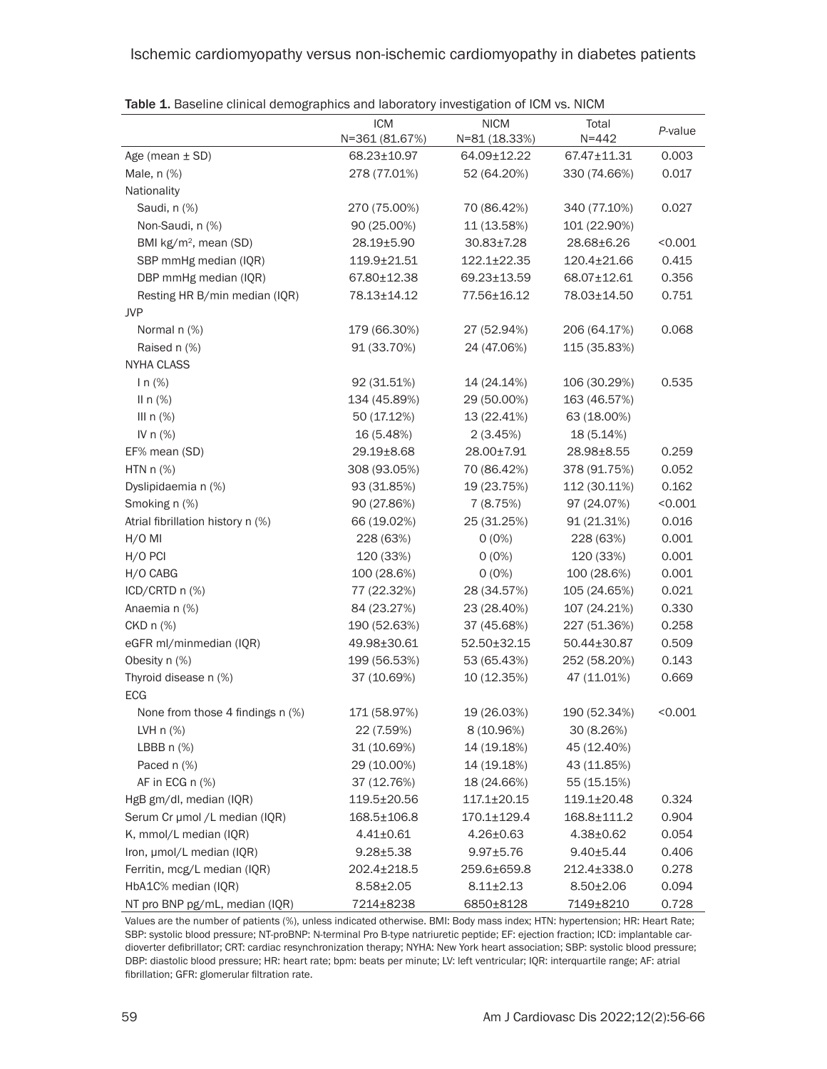**Table 1.** Baseline clinical demographics and laboratory investigation of ICM vs. NICM

| | ICM N=361 (81.67%) | NICM N=81 (18.33%) | Total N=442 | *P*-value |
|---|---|---|---|---|
| Age (mean ± SD) | 68.23±10.97 | 64.09±12.22 | 67.47±11.31 | 0.003 |
| Male, n (%) | 278 (77.01%) | 52 (64.20%) | 330 (74.66%) | 0.017 |
| Nationality | | | | |
| Saudi, n (%) | 270 (75.00%) | 70 (86.42%) | 340 (77.10%) | 0.027 |
| Non-Saudi, n (%) | 90 (25.00%) | 11 (13.58%) | 101 (22.90%) | |
| BMI kg/m$^2$, mean (SD) | 28.19±5.90 | 30.83±7.28 | 28.68±6.26 | <0.001 |
| SBP mmHg median (IQR) | 119.9±21.51 | 122.1±22.35 | 120.4±21.66 | 0.415 |
| DBP mmHg median (IQR) | 67.80±12.38 | 69.23±13.59 | 68.07±12.61 | 0.356 |
| Resting HR B/min median (IQR) | 78.13±14.12 | 77.56±16.12 | 78.03±14.50 | 0.751 |
| JVP | | | | |
| Normal n (%) | 179 (66.30%) | 27 (52.94%) | 206 (64.17%) | 0.068 |
| Raised n (%) | 91 (33.70%) | 24 (47.06%) | 115 (35.83%) | |
| NYHA CLASS | | | | |
| I n (%) | 92 (31.51%) | 14 (24.14%) | 106 (30.29%) | 0.535 |
| II n (%) | 134 (45.89%) | 29 (50.00%) | 163 (46.57%) | |
| III n (%) | 50 (17.12%) | 13 (22.41%) | 63 (18.00%) | |
| IV n (%) | 16 (5.48%) | 2 (3.45%) | 18 (5.14%) | |
| EF% mean (SD) | 29.19±8.68 | 28.00±7.91 | 28.98±8.55 | 0.259 |
| HTN n (%) | 308 (93.05%) | 70 (86.42%) | 378 (91.75%) | 0.052 |
| Dyslipidaemia n (%) | 93 (31.85%) | 19 (23.75%) | 112 (30.11%) | 0.162 |
| Smoking n (%) | 90 (27.86%) | 7 (8.75%) | 97 (24.07%) | <0.001 |
| Atrial fibrillation history n (%) | 66 (19.02%) | 25 (31.25%) | 91 (21.31%) | 0.016 |
| H/O MI | 228 (63%) | 0 (0%) | 228 (63%) | 0.001 |
| H/O PCI | 120 (33%) | 0 (0%) | 120 (33%) | 0.001 |
| H/O CABG | 100 (28.6%) | 0 (0%) | 100 (28.6%) | 0.001 |
| ICD/CRTD n (%) | 77 (22.32%) | 28 (34.57%) | 105 (24.65%) | 0.021 |
| Anaemia n (%) | 84 (23.27%) | 23 (28.40%) | 107 (24.21%) | 0.330 |
| CKD n (%) | 190 (52.63%) | 37 (45.68%) | 227 (51.36%) | 0.258 |
| eGFR ml/minmedian (IQR) | 49.98±30.61 | 52.50±32.15 | 50.44±30.87 | 0.509 |
| Obesity n (%) | 199 (56.53%) | 53 (65.43%) | 252 (58.20%) | 0.143 |
| Thyroid disease n (%) | 37 (10.69%) | 10 (12.35%) | 47 (11.01%) | 0.669 |
| ECG | | | | |
| None from those 4 findings n (%) | 171 (58.97%) | 19 (26.03%) | 190 (52.34%) | <0.001 |
| LVH n (%) | 22 (7.59%) | 8 (10.96%) | 30 (8.26%) | |
| LBBB n (%) | 31 (10.69%) | 14 (19.18%) | 45 (12.40%) | |
| Paced n (%) | 29 (10.00%) | 14 (19.18%) | 43 (11.85%) | |
| AF in ECG n (%) | 37 (12.76%) | 18 (24.66%) | 55 (15.15%) | |
| HgB gm/dl, median (IQR) | 119.5±20.56 | 117.1±20.15 | 119.1±20.48 | 0.324 |
| Serum Cr μmol /L median (IQR) | 168.5±106.8 | 170.1±129.4 | 168.8±111.2 | 0.904 |
| K, mmol/L median (IQR) | 4.41±0.61 | 4.26±0.63 | 4.38±0.62 | 0.054 |
| Iron, μmol/L median (IQR) | 9.28±5.38 | 9.97±5.76 | 9.40±5.44 | 0.406 |
| Ferritin, mcg/L median (IQR) | 202.4±218.5 | 259.6±659.8 | 212.4±338.0 | 0.278 |
| HbA1C% median (IQR) | 8.58±2.05 | 8.11±2.13 | 8.50±2.06 | 0.094 |
| NT pro BNP pg/mL, median (IQR) | 7214±8238 | 6850±8128 | 7149±8210 | 0.728 |

Values are the number of patients (%), unless indicated otherwise. BMI: Body mass index; HTN: hypertension; HR: Heart Rate; SBP: systolic blood pressure; NT-proBNP: N-terminal Pro B-type natriuretic peptide; EF: ejection fraction; ICD: implantable cardioverter defibrillator; CRT: cardiac resynchronization therapy; NYHA: New York heart association; SBP: systolic blood pressure; DBP: diastolic blood pressure; HR: heart rate; bpm: beats per minute; LV: left ventricular; IQR: interquartile range; AF: atrial fibrillation; GFR: glomerular filtration rate.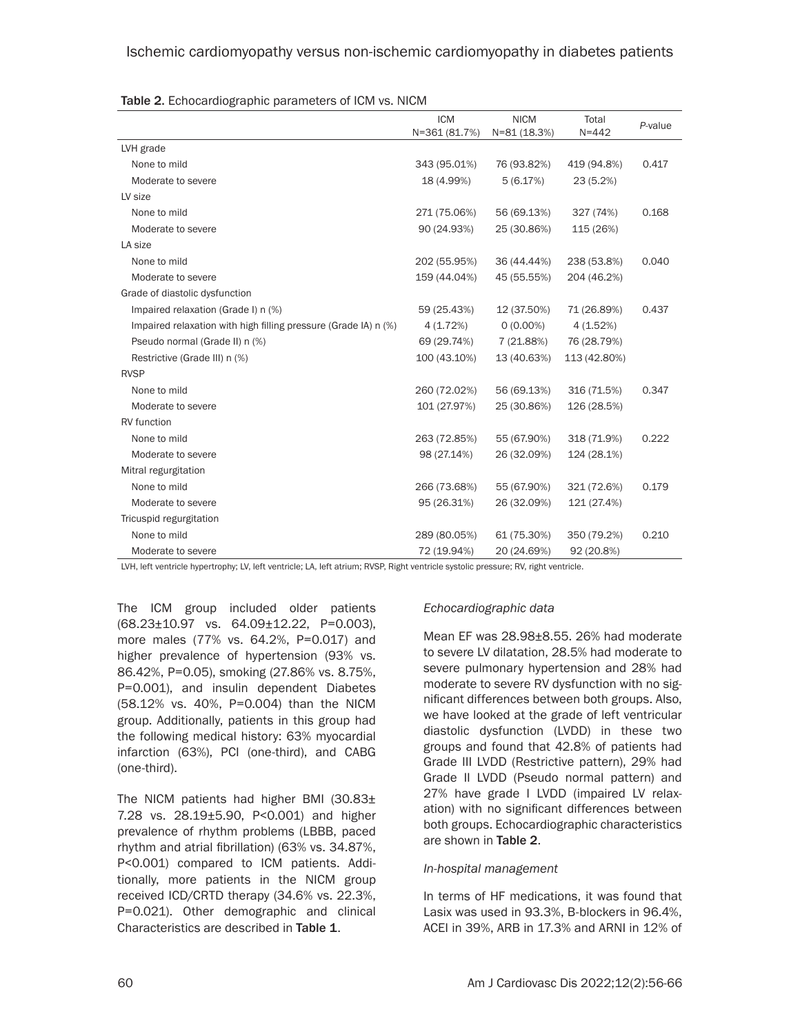Table 2. Echocardiographic parameters of ICM vs. NICM

| | ICM N=361 (81.7%) | NICM N=81 (18.3%) | Total N=442 | *P*-value |
|---|---|---|---|---|
| LVH grade | | | | |
| None to mild | 343 (95.01%) | 76 (93.82%) | 419 (94.8%) | 0.417 |
| Moderate to severe | 18 (4.99%) | 5 (6.17%) | 23 (5.2%) | |
| LV size | | | | |
| None to mild | 271 (75.06%) | 56 (69.13%) | 327 (74%) | 0.168 |
| Moderate to severe | 90 (24.93%) | 25 (30.86%) | 115 (26%) | |
| LA size | | | | |
| None to mild | 202 (55.95%) | 36 (44.44%) | 238 (53.8%) | 0.040 |
| Moderate to severe | 159 (44.04%) | 45 (55.55%) | 204 (46.2%) | |
| Grade of diastolic dysfunction | | | | |
| Impaired relaxation (Grade I) n (%) | 59 (25.43%) | 12 (37.50%) | 71 (26.89%) | 0.437 |
| Impaired relaxation with high filling pressure (Grade IA) n (%) | 4 (1.72%) | 0 (0.00%) | 4 (1.52%) | |
| Pseudo normal (Grade II) n (%) | 69 (29.74%) | 7 (21.88%) | 76 (28.79%) | |
| Restrictive (Grade III) n (%) | 100 (43.10%) | 13 (40.63%) | 113 (42.80%) | |
| RVSP | | | | |
| None to mild | 260 (72.02%) | 56 (69.13%) | 316 (71.5%) | 0.347 |
| Moderate to severe | 101 (27.97%) | 25 (30.86%) | 126 (28.5%) | |
| RV function | | | | |
| None to mild | 263 (72.85%) | 55 (67.90%) | 318 (71.9%) | 0.222 |
| Moderate to severe | 98 (27.14%) | 26 (32.09%) | 124 (28.1%) | |
| Mitral regurgitation | | | | |
| None to mild | 266 (73.68%) | 55 (67.90%) | 321 (72.6%) | 0.179 |
| Moderate to severe | 95 (26.31%) | 26 (32.09%) | 121 (27.4%) | |
| Tricuspid regurgitation | | | | |
| None to mild | 289 (80.05%) | 61 (75.30%) | 350 (79.2%) | 0.210 |
| Moderate to severe | 72 (19.94%) | 20 (24.69%) | 92 (20.8%) | |

LVH, left ventricle hypertrophy; LV, left ventricle; LA, left atrium; RVSP, Right ventricle systolic pressure; RV, right ventricle.

The ICM group included older patients (68.23±10.97 vs. 64.09±12.22, P=0.003), more males (77% vs. 64.2%, P=0.017) and higher prevalence of hypertension (93% vs. 86.42%, P=0.05), smoking (27.86% vs. 8.75%, P=0.001), and insulin dependent Diabetes (58.12% vs. 40%, P=0.004) than the NICM group. Additionally, patients in this group had the following medical history: 63% myocardial infarction (63%), PCI (one-third), and CABG (one-third).

The NICM patients had higher BMI (30.83±7.28 vs. 28.19±5.90, P<0.001) and higher prevalence of rhythm problems (LBBB, paced rhythm and atrial fibrillation) (63% vs. 34.87%, P<0.001) compared to ICM patients. Additionally, more patients in the NICM group received ICD/CRTD therapy (34.6% vs. 22.3%, P=0.021). Other demographic and clinical Characteristics are described in **Table 1**.

*Echocardiographic data*

Mean EF was 28.98±8.55. 26% had moderate to severe LV dilatation, 28.5% had moderate to severe pulmonary hypertension and 28% had moderate to severe RV dysfunction with no significant differences between both groups. Also, we have looked at the grade of left ventricular diastolic dysfunction (LVDD) in these two groups and found that 42.8% of patients had Grade III LVDD (Restrictive pattern), 29% had Grade II LVDD (Pseudo normal pattern) and 27% have grade I LVDD (impaired LV relaxation) with no significant differences between both groups. Echocardiographic characteristics are shown in **Table 2**.

*In-hospital management*

In terms of HF medications, it was found that Lasix was used in 93.3%, B-blockers in 96.4%, ACEI in 39%, ARB in 17.3% and ARNI in 12% of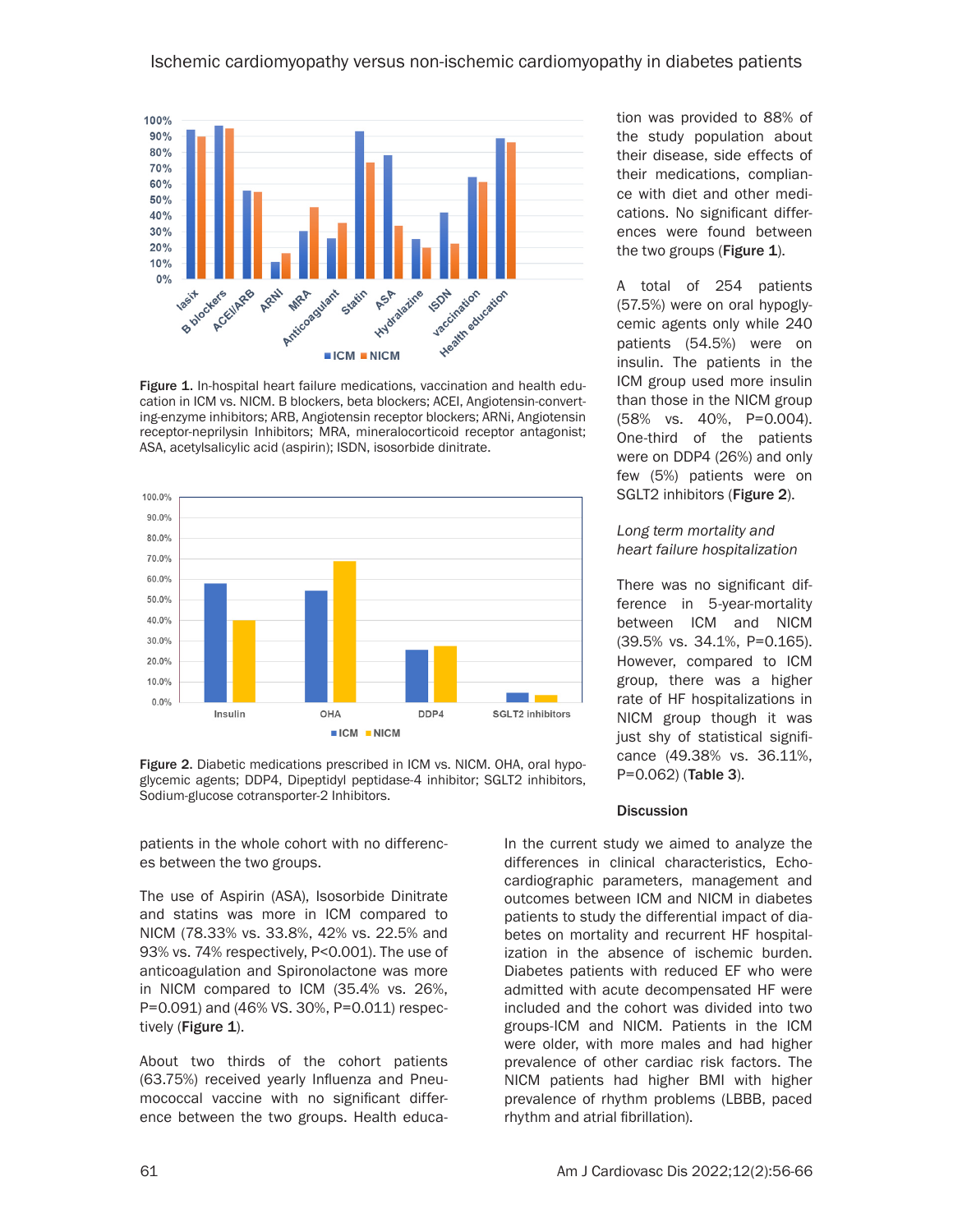Figure 1. In-hospital heart failure medications, vaccination and health education in ICM vs. NICM. B blockers, beta blockers; ACEI, Angiotensin-converting-enzyme inhibitors; ARB, Angiotensin receptor blockers; ARNi, Angiotensin receptor-neprilysin Inhibitors; MRA, mineralocorticoid receptor antagonist; ASA, acetylsalicylic acid (aspirin); ISDN, isosorbide dinitrate.

Figure 2. Diabetic medications prescribed in ICM vs. NICM. OHA, oral hypoglycemic agents; DDP4, Dipeptidyl peptidase-4 inhibitor; SGLT2 inhibitors, Sodium-glucose cotransporter-2 Inhibitors.

patients in the whole cohort with no differences between the two groups.

The use of Aspirin (ASA), Isosorbide Dinitrate and statins was more in ICM compared to NICM (78.33% vs. 33.8%, 42% vs. 22.5% and 93% vs. 74% respectively, P<0.001). The use of anticoagulation and Spironolactone was more in NICM compared to ICM (35.4% vs. 26%, P=0.091) and (46% VS. 30%, P=0.011) respectively (**Figure 1**).

About two thirds of the cohort patients (63.75%) received yearly Influenza and Pneumococcal vaccine with no significant difference between the two groups. Health education was provided to 88% of the study population about their disease, side effects of their medications, compliance with diet and other medications. No significant differences were found between the two groups (**Figure 1**).

A total of 254 patients (57.5%) were on oral hypoglycemic agents only while 240 patients (54.5%) were on insulin. The patients in the ICM group used more insulin than those in the NICM group (58% vs. 40%, P=0.004). One-third of the patients were on DDP4 (26%) and only few (5%) patients were on SGLT2 inhibitors (**Figure 2**).

*Long term mortality and heart failure hospitalization*

There was no significant difference in 5-year-mortality between ICM and NICM (39.5% vs. 34.1%, P=0.165). However, compared to ICM group, there was a higher rate of HF hospitalizations in NICM group though it was just shy of statistical significance (49.38% vs. 36.11%, P=0.062) (**Table 3**).

## Discussion

In the current study we aimed to analyze the differences in clinical characteristics, Echocardiographic parameters, management and outcomes between ICM and NICM in diabetes patients to study the differential impact of diabetes on mortality and recurrent HF hospitalization in the absence of ischemic burden. Diabetes patients with reduced EF who were admitted with acute decompensated HF were included and the cohort was divided into two groups-ICM and NICM. Patients in the ICM were older, with more males and had higher prevalence of other cardiac risk factors. The NICM patients had higher BMI with higher prevalence of rhythm problems (LBBB, paced rhythm and atrial fibrillation).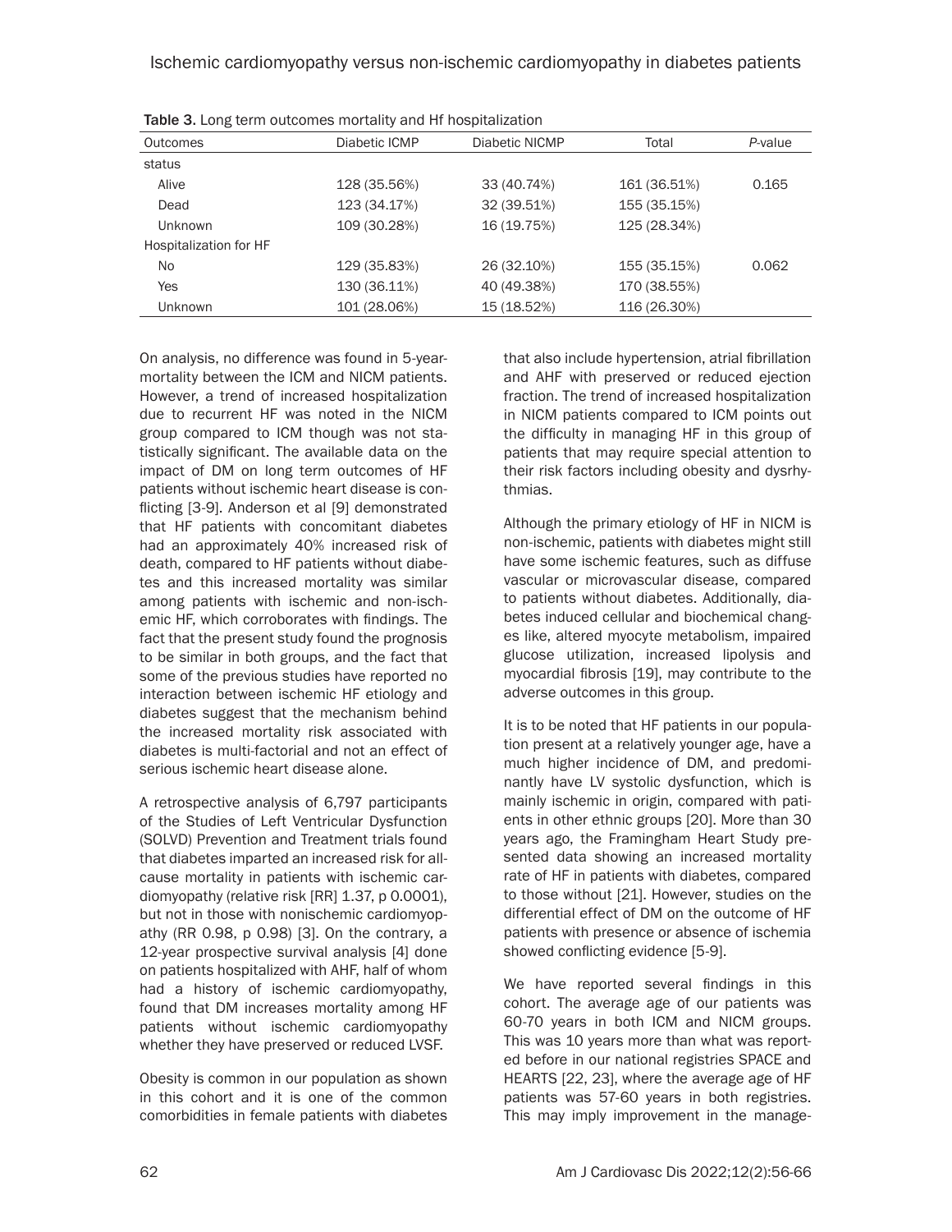Table 3. Long term outcomes mortality and Hf hospitalization

| Outcomes | Diabetic ICMP | Diabetic NICMP | Total | *P*-value |
|---|---|---|---|---|
| status | | | | |
| Alive | 128 (35.56%) | 33 (40.74%) | 161 (36.51%) | 0.165 |
| Dead | 123 (34.17%) | 32 (39.51%) | 155 (35.15%) | |
| Unknown | 109 (30.28%) | 16 (19.75%) | 125 (28.34%) | |
| Hospitalization for HF | | | | |
| No | 129 (35.83%) | 26 (32.10%) | 155 (35.15%) | 0.062 |
| Yes | 130 (36.11%) | 40 (49.38%) | 170 (38.55%) | |
| Unknown | 101 (28.06%) | 15 (18.52%) | 116 (26.30%) | |

On analysis, no difference was found in 5-year-mortality between the ICM and NICM patients. However, a trend of increased hospitalization due to recurrent HF was noted in the NICM group compared to ICM though was not statistically significant. The available data on the impact of DM on long term outcomes of HF patients without ischemic heart disease is conflicting [3-9]. Anderson et al [9] demonstrated that HF patients with concomitant diabetes had an approximately 40% increased risk of death, compared to HF patients without diabetes and this increased mortality was similar among patients with ischemic and non-ischemic HF, which corroborates with findings. The fact that the present study found the prognosis to be similar in both groups, and the fact that some of the previous studies have reported no interaction between ischemic HF etiology and diabetes suggest that the mechanism behind the increased mortality risk associated with diabetes is multi-factorial and not an effect of serious ischemic heart disease alone.

A retrospective analysis of 6,797 participants of the Studies of Left Ventricular Dysfunction (SOLVD) Prevention and Treatment trials found that diabetes imparted an increased risk for all-cause mortality in patients with ischemic cardiomyopathy (relative risk [RR] 1.37, p 0.0001), but not in those with nonischemic cardiomyopathy (RR 0.98, p 0.98) [3]. On the contrary, a 12-year prospective survival analysis [4] done on patients hospitalized with AHF, half of whom had a history of ischemic cardiomyopathy, found that DM increases mortality among HF patients without ischemic cardiomyopathy whether they have preserved or reduced LVSF.

Obesity is common in our population as shown in this cohort and it is one of the common comorbidities in female patients with diabetes that also include hypertension, atrial fibrillation and AHF with preserved or reduced ejection fraction. The trend of increased hospitalization in NICM patients compared to ICM points out the difficulty in managing HF in this group of patients that may require special attention to their risk factors including obesity and dysrhythmias.

Although the primary etiology of HF in NICM is non-ischemic, patients with diabetes might still have some ischemic features, such as diffuse vascular or microvascular disease, compared to patients without diabetes. Additionally, diabetes induced cellular and biochemical changes like, altered myocyte metabolism, impaired glucose utilization, increased lipolysis and myocardial fibrosis [19], may contribute to the adverse outcomes in this group.

It is to be noted that HF patients in our population present at a relatively younger age, have a much higher incidence of DM, and predominantly have LV systolic dysfunction, which is mainly ischemic in origin, compared with patients in other ethnic groups [20]. More than 30 years ago, the Framingham Heart Study presented data showing an increased mortality rate of HF in patients with diabetes, compared to those without [21]. However, studies on the differential effect of DM on the outcome of HF patients with presence or absence of ischemia showed conflicting evidence [5-9].

We have reported several findings in this cohort. The average age of our patients was 60-70 years in both ICM and NICM groups. This was 10 years more than what was reported before in our national registries SPACE and HEARTS [22, 23], where the average age of HF patients was 57-60 years in both registries. This may imply improvement in the manage-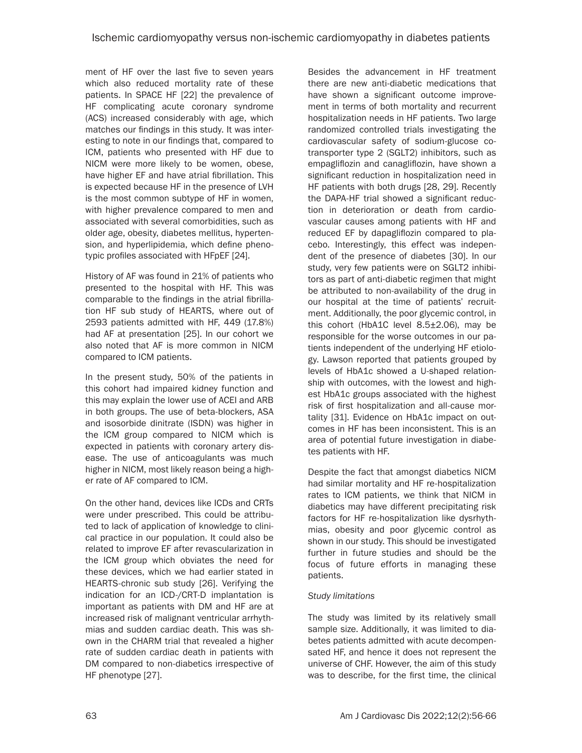ment of HF over the last five to seven years which also reduced mortality rate of these patients. In SPACE HF [22] the prevalence of HF complicating acute coronary syndrome (ACS) increased considerably with age, which matches our findings in this study. It was interesting to note in our findings that, compared to ICM, patients who presented with HF due to NICM were more likely to be women, obese, have higher EF and have atrial fibrillation. This is expected because HF in the presence of LVH is the most common subtype of HF in women, with higher prevalence compared to men and associated with several comorbidities, such as older age, obesity, diabetes mellitus, hypertension, and hyperlipidemia, which define phenotypic profiles associated with HFpEF [24].

History of AF was found in 21% of patients who presented to the hospital with HF. This was comparable to the findings in the atrial fibrillation HF sub study of HEARTS, where out of 2593 patients admitted with HF, 449 (17.8%) had AF at presentation [25]. In our cohort we also noted that AF is more common in NICM compared to ICM patients.

In the present study, 50% of the patients in this cohort had impaired kidney function and this may explain the lower use of ACEI and ARB in both groups. The use of beta-blockers, ASA and isosorbide dinitrate (ISDN) was higher in the ICM group compared to NICM which is expected in patients with coronary artery disease. The use of anticoagulants was much higher in NICM, most likely reason being a higher rate of AF compared to ICM.

On the other hand, devices like ICDs and CRTs were under prescribed. This could be attributed to lack of application of knowledge to clinical practice in our population. It could also be related to improve EF after revascularization in the ICM group which obviates the need for these devices, which we had earlier stated in HEARTS-chronic sub study [26]. Verifying the indication for an ICD-/CRT-D implantation is important as patients with DM and HF are at increased risk of malignant ventricular arrhythmias and sudden cardiac death. This was shown in the CHARM trial that revealed a higher rate of sudden cardiac death in patients with DM compared to non-diabetics irrespective of HF phenotype [27].

Besides the advancement in HF treatment there are new anti-diabetic medications that have shown a significant outcome improvement in terms of both mortality and recurrent hospitalization needs in HF patients. Two large randomized controlled trials investigating the cardiovascular safety of sodium-glucose cotransporter type 2 (SGLT2) inhibitors, such as empagliflozin and canagliflozin, have shown a significant reduction in hospitalization need in HF patients with both drugs [28, 29]. Recently the DAPA-HF trial showed a significant reduction in deterioration or death from cardiovascular causes among patients with HF and reduced EF by dapagliflozin compared to placebo. Interestingly, this effect was independent of the presence of diabetes [30]. In our study, very few patients were on SGLT2 inhibitors as part of anti-diabetic regimen that might be attributed to non-availability of the drug in our hospital at the time of patients' recruitment. Additionally, the poor glycemic control, in this cohort (HbA1C level 8.5±2.06), may be responsible for the worse outcomes in our patients independent of the underlying HF etiology. Lawson reported that patients grouped by levels of HbA1c showed a U-shaped relationship with outcomes, with the lowest and highest HbA1c groups associated with the highest risk of first hospitalization and all-cause mortality [31]. Evidence on HbA1c impact on outcomes in HF has been inconsistent. This is an area of potential future investigation in diabetes patients with HF.

Despite the fact that amongst diabetics NICM had similar mortality and HF re-hospitalization rates to ICM patients, we think that NICM in diabetics may have different precipitating risk factors for HF re-hospitalization like dysrhythmias, obesity and poor glycemic control as shown in our study. This should be investigated further in future studies and should be the focus of future efforts in managing these patients.

*Study limitations*

The study was limited by its relatively small sample size. Additionally, it was limited to diabetes patients admitted with acute decompensated HF, and hence it does not represent the universe of CHF. However, the aim of this study was to describe, for the first time, the clinical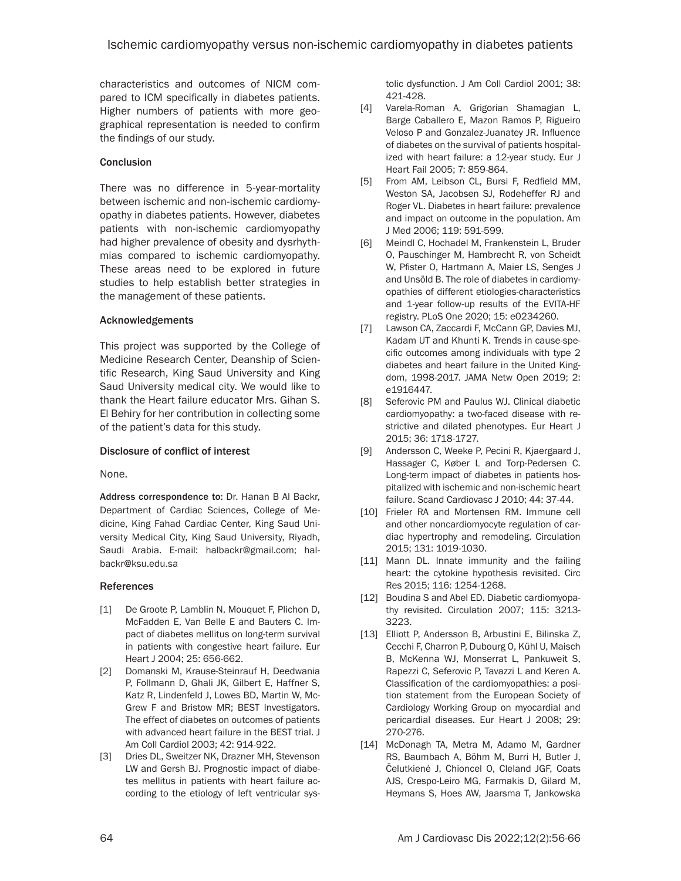characteristics and outcomes of NICM compared to ICM specifically in diabetes patients. Higher numbers of patients with more geographical representation is needed to confirm the findings of our study.

## Conclusion

There was no difference in 5-year-mortality between ischemic and non-ischemic cardiomyopathy in diabetes patients. However, diabetes patients with non-ischemic cardiomyopathy had higher prevalence of obesity and dysrhythmias compared to ischemic cardiomyopathy. These areas need to be explored in future studies to help establish better strategies in the management of these patients.

## Acknowledgements

This project was supported by the College of Medicine Research Center, Deanship of Scientific Research, King Saud University and King Saud University medical city. We would like to thank the Heart failure educator Mrs. Gihan S. El Behiry for her contribution in collecting some of the patient's data for this study.

## Disclosure of conflict of interest

None.

**Address correspondence to:** Dr. Hanan B Al Backr, Department of Cardiac Sciences, College of Medicine, King Fahad Cardiac Center, King Saud University Medical City, King Saud University, Riyadh, Saudi Arabia. E-mail: halbackr@gmail.com; halbackr@ksu.edu.sa

## References

[1] De Groote P, Lamblin N, Mouquet F, Plichon D, McFadden E, Van Belle E and Bauters C. Impact of diabetes mellitus on long-term survival in patients with congestive heart failure. Eur Heart J 2004; 25: 656-662.

[2] Domanski M, Krause-Steinrauf H, Deedwania P, Follmann D, Ghali JK, Gilbert E, Haffner S, Katz R, Lindenfeld J, Lowes BD, Martin W, McGrew F and Bristow MR; BEST Investigators. The effect of diabetes on outcomes of patients with advanced heart failure in the BEST trial. J Am Coll Cardiol 2003; 42: 914-922.

[3] Dries DL, Sweitzer NK, Drazner MH, Stevenson LW and Gersh BJ. Prognostic impact of diabetes mellitus in patients with heart failure according to the etiology of left ventricular systolic dysfunction. J Am Coll Cardiol 2001; 38: 421-428.

[4] Varela-Roman A, Grigorian Shamagian L, Barge Caballero E, Mazon Ramos P, Rigueiro Veloso P and Gonzalez-Juanatey JR. Influence of diabetes on the survival of patients hospitalized with heart failure: a 12-year study. Eur J Heart Fail 2005; 7: 859-864.

[5] From AM, Leibson CL, Bursi F, Redfield MM, Weston SA, Jacobsen SJ, Rodeheffer RJ and Roger VL. Diabetes in heart failure: prevalence and impact on outcome in the population. Am J Med 2006; 119: 591-599.

[6] Meindl C, Hochadel M, Frankenstein L, Bruder O, Pauschinger M, Hambrecht R, von Scheidt W, Pfister O, Hartmann A, Maier LS, Senges J and Unsöld B. The role of diabetes in cardiomyopathies of different etiologies-characteristics and 1-year follow-up results of the EVITA-HF registry. PLoS One 2020; 15: e0234260.

[7] Lawson CA, Zaccardi F, McCann GP, Davies MJ, Kadam UT and Khunti K. Trends in cause-specific outcomes among individuals with type 2 diabetes and heart failure in the United Kingdom, 1998-2017. JAMA Netw Open 2019; 2: e1916447.

[8] Seferovic PM and Paulus WJ. Clinical diabetic cardiomyopathy: a two-faced disease with restrictive and dilated phenotypes. Eur Heart J 2015; 36: 1718-1727.

[9] Andersson C, Weeke P, Pecini R, Kjaergaard J, Hassager C, Køber L and Torp-Pedersen C. Long-term impact of diabetes in patients hospitalized with ischemic and non-ischemic heart failure. Scand Cardiovasc J 2010; 44: 37-44.

[10] Frieler RA and Mortensen RM. Immune cell and other noncardiomyocyte regulation of cardiac hypertrophy and remodeling. Circulation 2015; 131: 1019-1030.

[11] Mann DL. Innate immunity and the failing heart: the cytokine hypothesis revisited. Circ Res 2015; 116: 1254-1268.

[12] Boudina S and Abel ED. Diabetic cardiomyopathy revisited. Circulation 2007; 115: 3213-3223.

[13] Elliott P, Andersson B, Arbustini E, Bilinska Z, Cecchi F, Charron P, Dubourg O, Kühl U, Maisch B, McKenna WJ, Monserrat L, Pankuweit S, Rapezzi C, Seferovic P, Tavazzi L and Keren A. Classification of the cardiomyopathies: a position statement from the European Society of Cardiology Working Group on myocardial and pericardial diseases. Eur Heart J 2008; 29: 270-276.

[14] McDonagh TA, Metra M, Adamo M, Gardner RS, Baumbach A, Böhm M, Burri H, Butler J, Čelutkienė J, Chioncel O, Cleland JGF, Coats AJS, Crespo-Leiro MG, Farmakis D, Gilard M, Heymans S, Hoes AW, Jaarsma T, Jankowska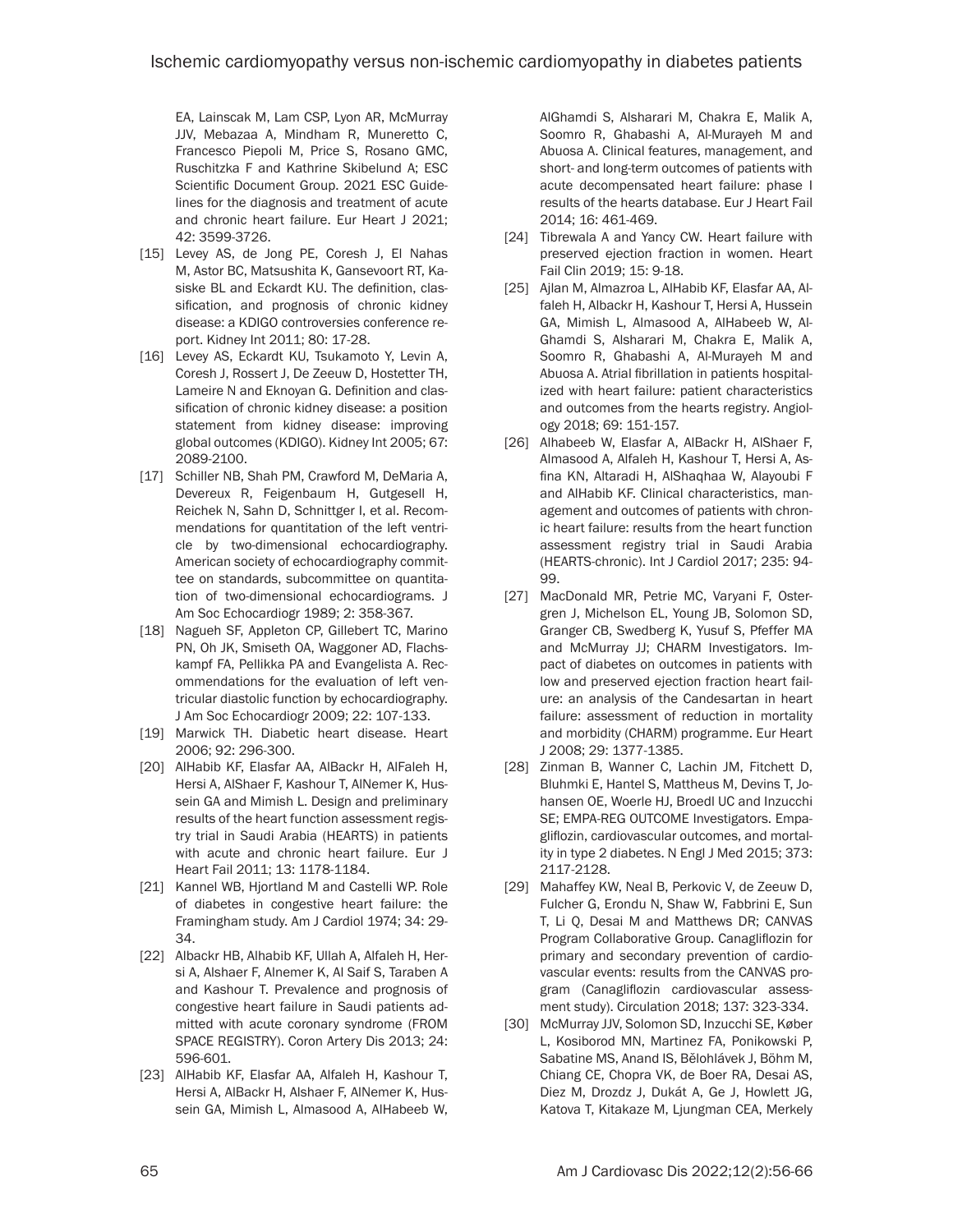EA, Lainscak M, Lam CSP, Lyon AR, McMurray JJV, Mebazaa A, Mindham R, Muneretto C, Francesco Piepoli M, Price S, Rosano GMC, Ruschitzka F and Kathrine Skibelund A; ESC Scientific Document Group. 2021 ESC Guidelines for the diagnosis and treatment of acute and chronic heart failure. Eur Heart J 2021; 42: 3599-3726.

[15] Levey AS, de Jong PE, Coresh J, El Nahas M, Astor BC, Matsushita K, Gansevoort RT, Kasiske BL and Eckardt KU. The definition, classification, and prognosis of chronic kidney disease: a KDIGO controversies conference report. Kidney Int 2011; 80: 17-28.

[16] Levey AS, Eckardt KU, Tsukamoto Y, Levin A, Coresh J, Rossert J, De Zeeuw D, Hostetter TH, Lameire N and Eknoyan G. Definition and classification of chronic kidney disease: a position statement from kidney disease: improving global outcomes (KDIGO). Kidney Int 2005; 67: 2089-2100.

[17] Schiller NB, Shah PM, Crawford M, DeMaria A, Devereux R, Feigenbaum H, Gutgesell H, Reichek N, Sahn D, Schnittger I, et al. Recommendations for quantitation of the left ventricle by two-dimensional echocardiography. American society of echocardiography committee on standards, subcommittee on quantitation of two-dimensional echocardiograms. J Am Soc Echocardiogr 1989; 2: 358-367.

[18] Nagueh SF, Appleton CP, Gillebert TC, Marino PN, Oh JK, Smiseth OA, Waggoner AD, Flachskampf FA, Pellikka PA and Evangelista A. Recommendations for the evaluation of left ventricular diastolic function by echocardiography. J Am Soc Echocardiogr 2009; 22: 107-133.

[19] Marwick TH. Diabetic heart disease. Heart 2006; 92: 296-300.

[20] AlHabib KF, Elasfar AA, AlBackr H, AlFaleh H, Hersi A, AlShaer F, Kashour T, AlNemer K, Hussein GA and Mimish L. Design and preliminary results of the heart function assessment registry trial in Saudi Arabia (HEARTS) in patients with acute and chronic heart failure. Eur J Heart Fail 2011; 13: 1178-1184.

[21] Kannel WB, Hjortland M and Castelli WP. Role of diabetes in congestive heart failure: the Framingham study. Am J Cardiol 1974; 34: 29-34.

[22] Albackr HB, Alhabib KF, Ullah A, Alfaleh H, Hersi A, Alshaer F, Alnemer K, Al Saif S, Taraben A and Kashour T. Prevalence and prognosis of congestive heart failure in Saudi patients admitted with acute coronary syndrome (FROM SPACE REGISTRY). Coron Artery Dis 2013; 24: 596-601.

[23] AlHabib KF, Elasfar AA, Alfaleh H, Kashour T, Hersi A, AlBackr H, Alshaer F, AlNemer K, Hussein GA, Mimish L, Almasood A, AlHabeeb W, AlGhamdi S, Alsharari M, Chakra E, Malik A, Soomro R, Ghabashi A, Al-Murayeh M and Abuosa A. Clinical features, management, and short- and long-term outcomes of patients with acute decompensated heart failure: phase I results of the hearts database. Eur J Heart Fail 2014; 16: 461-469.

[24] Tibrewala A and Yancy CW. Heart failure with preserved ejection fraction in women. Heart Fail Clin 2019; 15: 9-18.

[25] Ajlan M, Almazroa L, AlHabib KF, Elasfar AA, Alfaleh H, Albackr H, Kashour T, Hersi A, Hussein GA, Mimish L, Almasood A, AlHabeeb W, AlGhamdi S, Alsharari M, Chakra E, Malik A, Soomro R, Ghabashi A, Al-Murayeh M and Abuosa A. Atrial fibrillation in patients hospitalized with heart failure: patient characteristics and outcomes from the hearts registry. Angiology 2018; 69: 151-157.

[26] Alhabeeb W, Elasfar A, AlBackr H, AlShaer F, Almasood A, Alfaleh H, Kashour T, Hersi A, Asfina KN, Altaradi H, AlShaqhaa W, Alayoubi F and AlHabib KF. Clinical characteristics, management and outcomes of patients with chronic heart failure: results from the heart function assessment registry trial in Saudi Arabia (HEARTS-chronic). Int J Cardiol 2017; 235: 94-99.

[27] MacDonald MR, Petrie MC, Varyani F, Ostergren J, Michelson EL, Young JB, Solomon SD, Granger CB, Swedberg K, Yusuf S, Pfeffer MA and McMurray JJ; CHARM Investigators. Impact of diabetes on outcomes in patients with low and preserved ejection fraction heart failure: an analysis of the Candesartan in heart failure: assessment of reduction in mortality and morbidity (CHARM) programme. Eur Heart J 2008; 29: 1377-1385.

[28] Zinman B, Wanner C, Lachin JM, Fitchett D, Bluhmki E, Hantel S, Mattheus M, Devins T, Johansen OE, Woerle HJ, Broedl UC and Inzucchi SE; EMPA-REG OUTCOME Investigators. Empagliflozin, cardiovascular outcomes, and mortality in type 2 diabetes. N Engl J Med 2015; 373: 2117-2128.

[29] Mahaffey KW, Neal B, Perkovic V, de Zeeuw D, Fulcher G, Erondu N, Shaw W, Fabbrini E, Sun T, Li Q, Desai M and Matthews DR; CANVAS Program Collaborative Group. Canagliflozin for primary and secondary prevention of cardiovascular events: results from the CANVAS program (Canagliflozin cardiovascular assessment study). Circulation 2018; 137: 323-334.

[30] McMurray JJV, Solomon SD, Inzucchi SE, Køber L, Kosiborod MN, Martinez FA, Ponikowski P, Sabatine MS, Anand IS, Bělohlávek J, Böhm M, Chiang CE, Chopra VK, de Boer RA, Desai AS, Diez M, Drozdz J, Dukát A, Ge J, Howlett JG, Katova T, Kitakaze M, Ljungman CEA, Merkely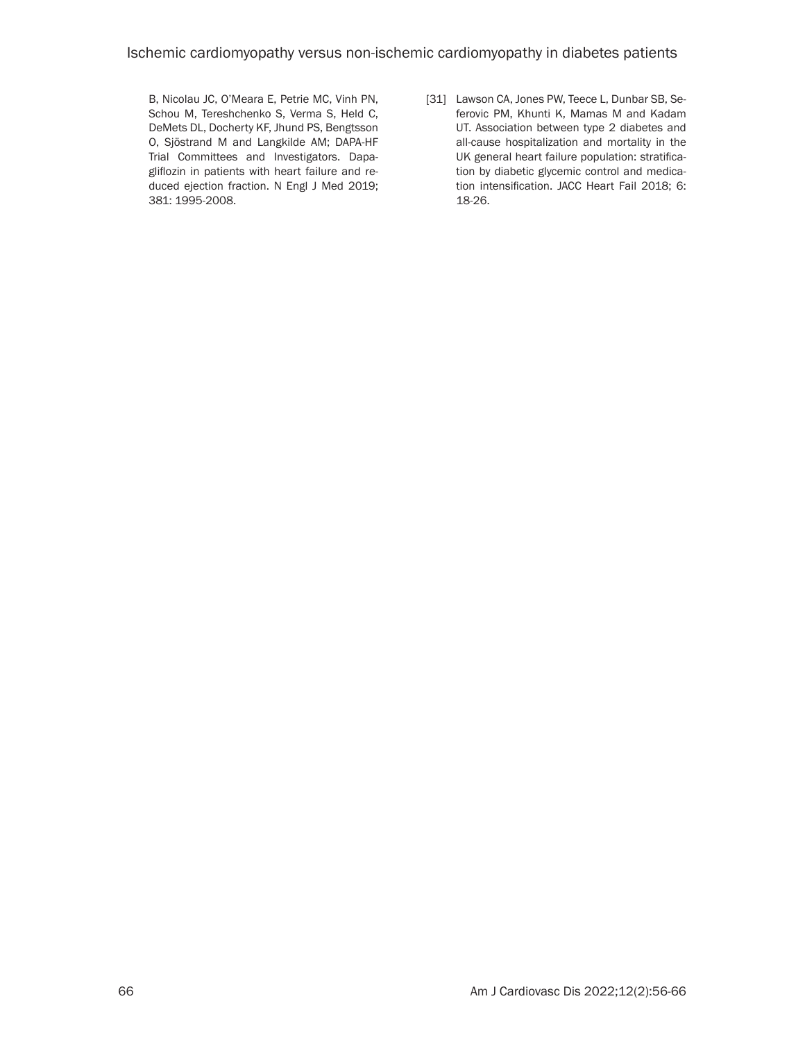B, Nicolau JC, O'Meara E, Petrie MC, Vinh PN, Schou M, Tereshchenko S, Verma S, Held C, DeMets DL, Docherty KF, Jhund PS, Bengtsson O, Sjöstrand M and Langkilde AM; DAPA-HF Trial Committees and Investigators. Dapagliflozin in patients with heart failure and reduced ejection fraction. N Engl J Med 2019; 381: 1995-2008.

[31] Lawson CA, Jones PW, Teece L, Dunbar SB, Seferovic PM, Khunti K, Mamas M and Kadam UT. Association between type 2 diabetes and all-cause hospitalization and mortality in the UK general heart failure population: stratification by diabetic glycemic control and medication intensification. JACC Heart Fail 2018; 6: 18-26.